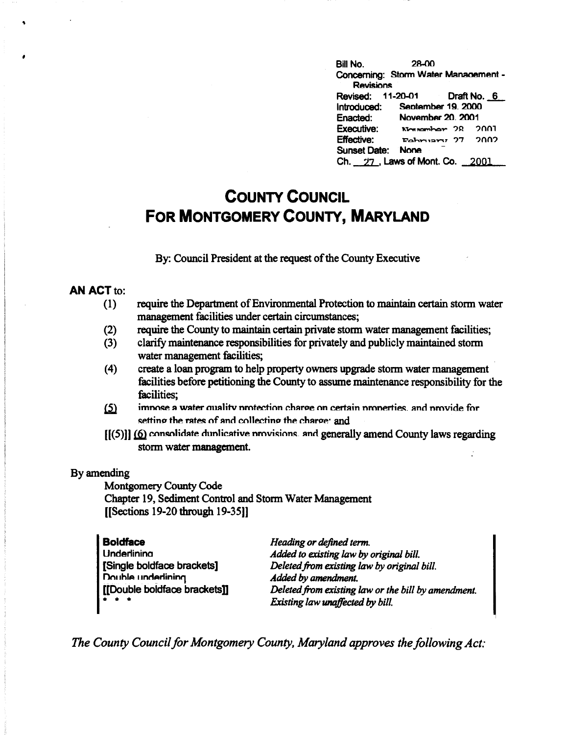Bill No. 28-00
Concerning: Storm Water Management - Revisions
Revised: 11-20-01 Draft No. 6
Introduced: September 19, 2000
Enacted: November 20, 2001
Executive: November 28, 2001
Effective: February 27, 2002
Sunset Date: None
Ch. 27, Laws of Mont. Co. 2001

# COUNTY COUNCIL
# FOR MONTGOMERY COUNTY, MARYLAND

By: Council President at the request of the County Executive

**AN ACT** to:

(1) require the Department of Environmental Protection to maintain certain storm water management facilities under certain circumstances;

(2) require the County to maintain certain private storm water management facilities;

(3) clarify maintenance responsibilities for privately and publicly maintained storm water management facilities;

(4) create a loan program to help property owners upgrade storm water management facilities before petitioning the County to assume maintenance responsibility for the facilities;

(5) impose a water quality protection charge on certain properties, and provide for setting the rates of and collecting the charge; and

[[(5)]] (6) consolidate duplicative provisions, and generally amend County laws regarding storm water management.

By amending

Montgomery County Code
Chapter 19, Sediment Control and Storm Water Management
[[Sections 19-20 through 19-35]]

| | |
|---|---|
| **Boldface** | *Heading or defined term.* |
| Underlining | *Added to existing law by original bill.* |
| [Single boldface brackets] | *Deleted from existing law by original bill.* |
| Double underlining | *Added by amendment.* |
| [[Double boldface brackets]] | *Deleted from existing law or the bill by amendment.* |
| * * * | *Existing law unaffected by bill.* |

*The County Council for Montgomery County, Maryland approves the following Act:*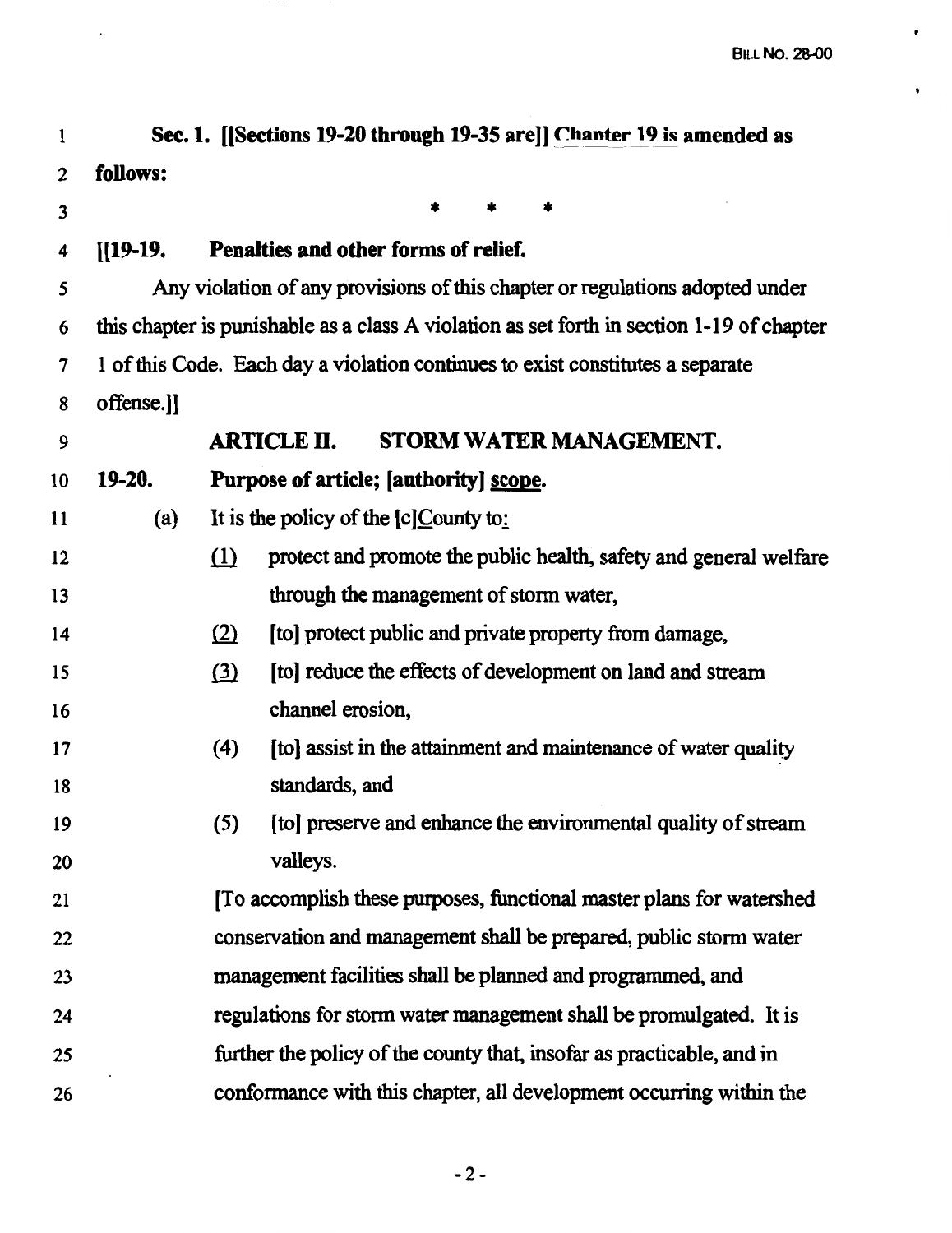**Sec. 1. [[Sections 19-20 through 19-35 are]] Chapter 19 is amended as follows:**

\* \* \*

**[[19-19. Penalties and other forms of relief.**

Any violation of any provisions of this chapter or regulations adopted under this chapter is punishable as a class A violation as set forth in section 1-19 of chapter 1 of this Code. Each day a violation continues to exist constitutes a separate offense.]]

**ARTICLE II. STORM WATER MANAGEMENT.**

**19-20. Purpose of article; [authority] scope.**

(a) It is the policy of the [c]County to:

(1) protect and promote the public health, safety and general welfare through the management of storm water,

(2) [to] protect public and private property from damage,

(3) [to] reduce the effects of development on land and stream channel erosion,

(4) [to] assist in the attainment and maintenance of water quality standards, and

(5) [to] preserve and enhance the environmental quality of stream valleys.

[To accomplish these purposes, functional master plans for watershed conservation and management shall be prepared, public storm water management facilities shall be planned and programmed, and regulations for storm water management shall be promulgated. It is further the policy of the county that, insofar as practicable, and in conformance with this chapter, all development occurring within the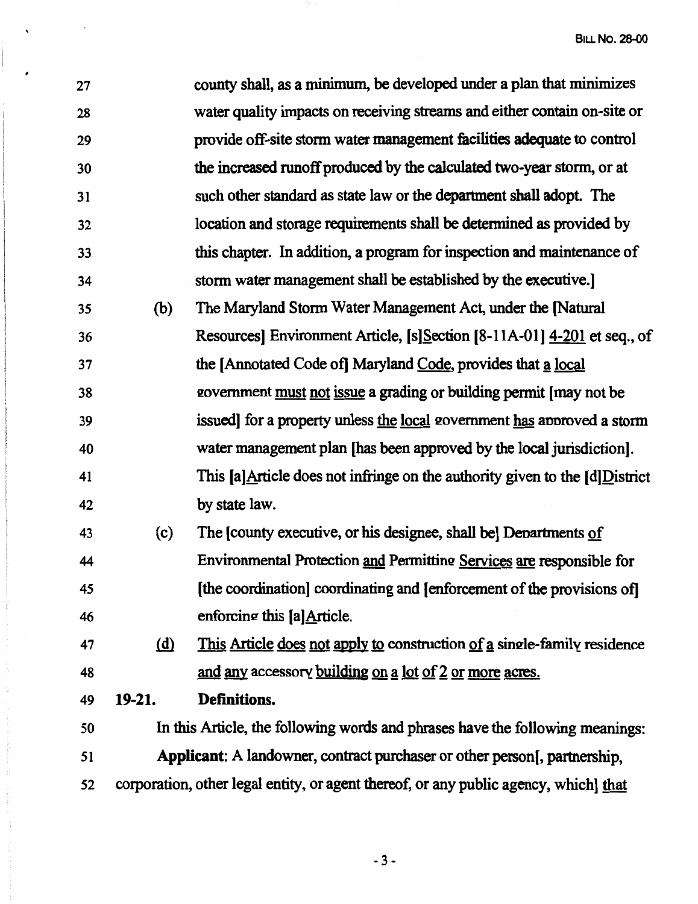county shall, as a minimum, be developed under a plan that minimizes water quality impacts on receiving streams and either contain on-site or provide off-site storm water management facilities adequate to control the increased runoff produced by the calculated two-year storm, or at such other standard as state law or the department shall adopt. The location and storage requirements shall be determined as provided by this chapter. In addition, a program for inspection and maintenance of storm water management shall be established by the executive.]

(b) The Maryland Storm Water Management Act, under the [Natural Resources] Environment Article, [s]Section [8-11A-01] 4-201 et seq., of the [Annotated Code of] Maryland Code, provides that a local government must not issue a grading or building permit [may not be issued] for a property unless the local government has approved a storm water management plan [has been approved by the local jurisdiction]. This [a]Article does not infringe on the authority given to the [d]District by state law.

(c) The [county executive, or his designee, shall be] Departments of Environmental Protection and Permitting Services are responsible for [the coordination] coordinating and [enforcement of the provisions of] enforcing this [a]Article.

(d) This Article does not apply to construction of a single-family residence and any accessory building on a lot of 2 or more acres.

**19-21. Definitions.**

In this Article, the following words and phrases have the following meanings:

**Applicant**: A landowner, contract purchaser or other person[, partnership, corporation, other legal entity, or agent thereof, or any public agency, which] that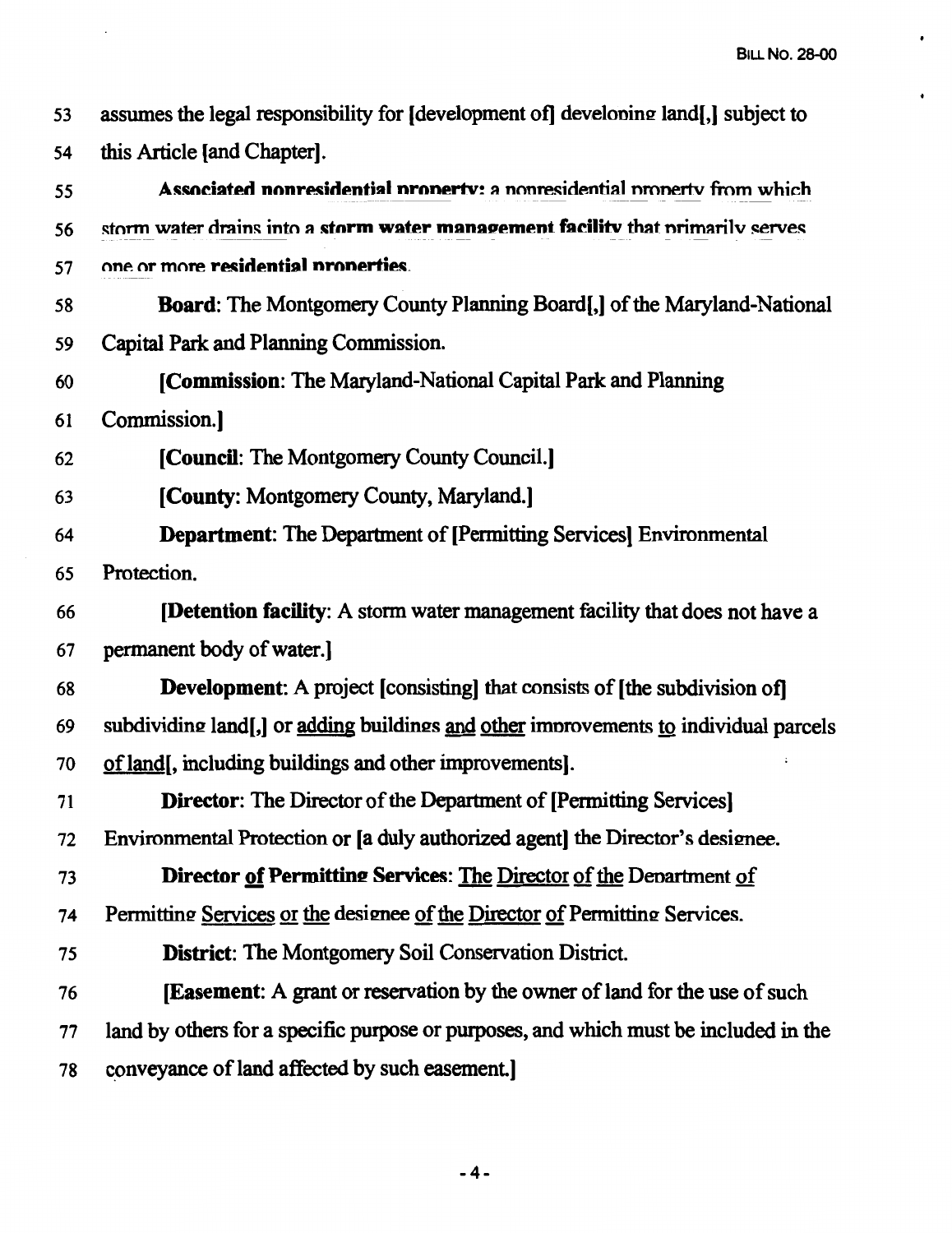53 assumes the legal responsibility for [development of] developing land[,] subject to

54 this Article [and Chapter].

55 **Associated nonresidential property**: a nonresidential property from which

56 storm water drains into a **storm water management facility** that primarily serves

57 one or more **residential properties**.

58 **Board**: The Montgomery County Planning Board[,] of the Maryland-National

59 Capital Park and Planning Commission.

60 [**Commission**: The Maryland-National Capital Park and Planning

61 Commission.]

62 [**Council**: The Montgomery County Council.]

63 [**County**: Montgomery County, Maryland.]

64 **Department**: The Department of [Permitting Services] Environmental

65 Protection.

66 [**Detention facility**: A storm water management facility that does not have a

67 permanent body of water.]

68 **Development**: A project [consisting] that consists of [the subdivision of]

69 subdividing land[,] or adding buildings and other improvements to individual parcels

70 of land[, including buildings and other improvements].

71 **Director**: The Director of the Department of [Permitting Services]

72 Environmental Protection or [a duly authorized agent] the Director's designee.

73 **Director of Permitting Services**: The Director of the Department of

74 Permitting Services or the designee of the Director of Permitting Services.

75 **District**: The Montgomery Soil Conservation District.

76 [**Easement**: A grant or reservation by the owner of land for the use of such

77 land by others for a specific purpose or purposes, and which must be included in the

78 conveyance of land affected by such easement.]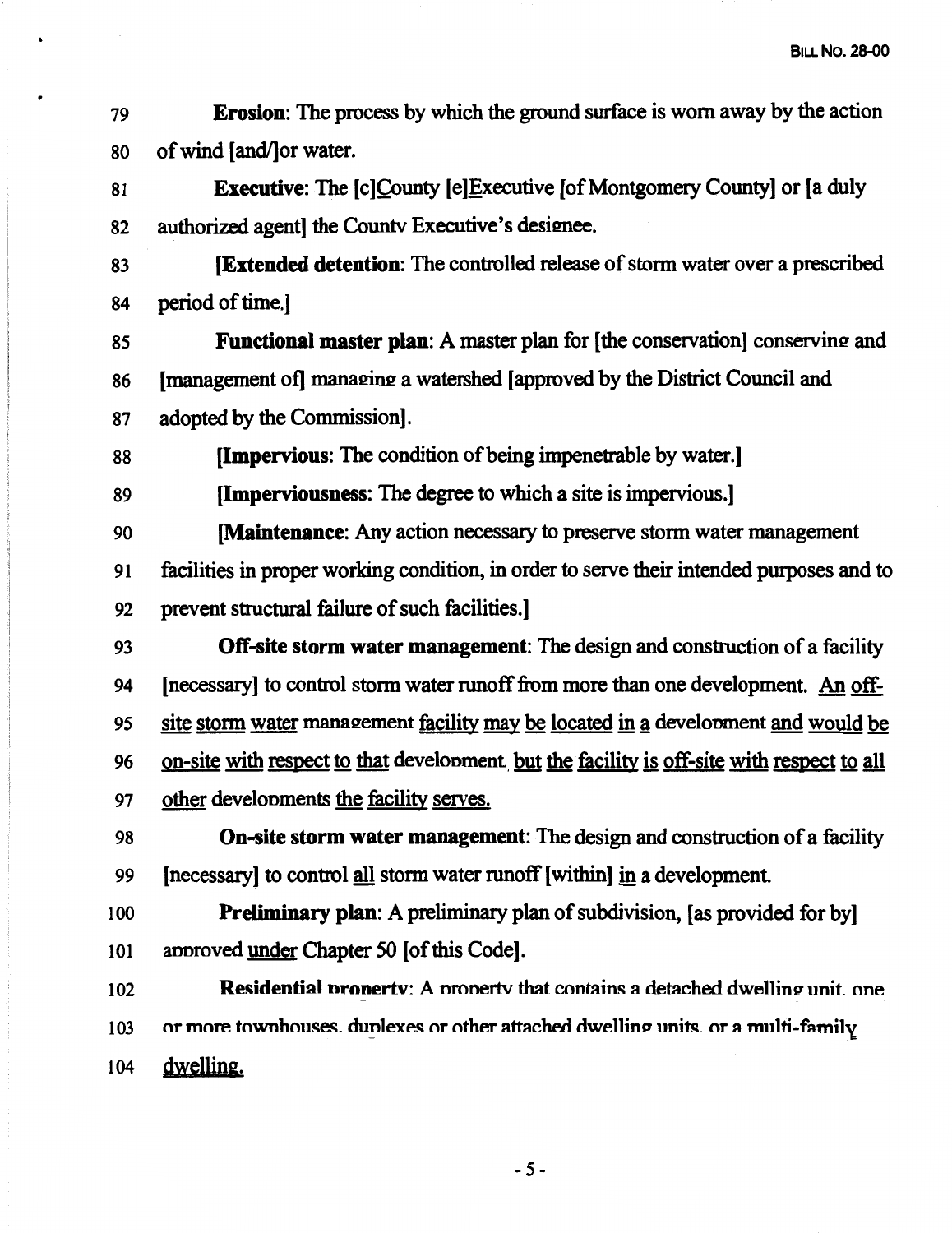**Erosion**: The process by which the ground surface is worn away by the action of wind [and/]or water.

**Executive**: The [c]County [e]Executive [of Montgomery County] or [a duly authorized agent] the County Executive's designee.

**[Extended detention**: The controlled release of storm water over a prescribed period of time.]

**Functional master plan**: A master plan for [the conservation] conserving and [management of] managing a watershed [approved by the District Council and adopted by the Commission].

**[Impervious**: The condition of being impenetrable by water.]

**[Imperviousness**: The degree to which a site is impervious.]

**[Maintenance**: Any action necessary to preserve storm water management facilities in proper working condition, in order to serve their intended purposes and to prevent structural failure of such facilities.]

**Off-site storm water management**: The design and construction of a facility [necessary] to control storm water runoff from more than one development. An off-site storm water management facility may be located in a development and would be on-site with respect to that development, but the facility is off-site with respect to all other developments the facility serves.

**On-site storm water management**: The design and construction of a facility [necessary] to control all storm water runoff [within] in a development.

**Preliminary plan**: A preliminary plan of subdivision, [as provided for by] approved under Chapter 50 [of this Code].

**Residential property**: A property that contains a detached dwelling unit, one or more townhouses, duplexes or other attached dwelling units, or a multi-family dwelling.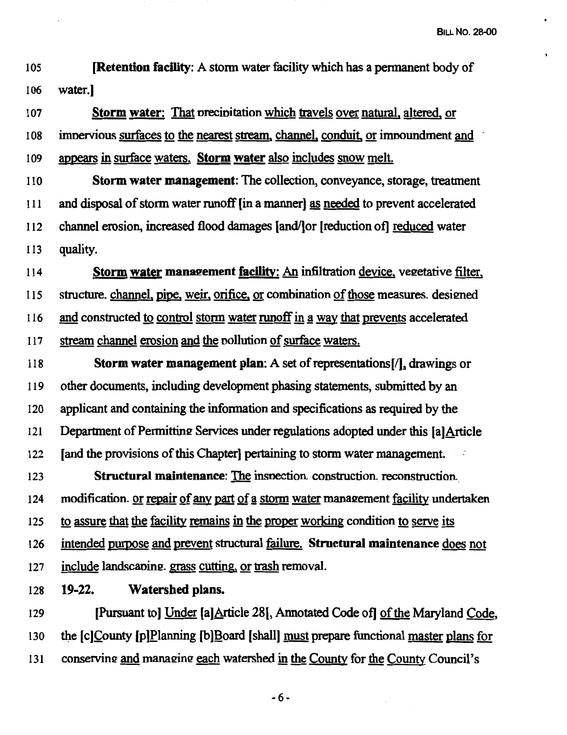105 **[Retention facility**: A storm water facility which has a permanent body of
106 water.]

107 **Storm water**: That precipitation which travels over natural, altered, or
108 impervious surfaces to the nearest stream, channel, conduit, or impoundment and
109 appears in surface waters. **Storm water** also includes snow melt.

110 **Storm water management**: The collection, conveyance, storage, treatment
111 and disposal of storm water runoff [in a manner] as needed to prevent accelerated
112 channel erosion, increased flood damages [and/]or [reduction of] reduced water
113 quality.

114 **Storm water management facility**: An infiltration device, vegetative filter,
115 structure, channel, pipe, weir, orifice, or combination of those measures, designed
116 and constructed to control storm water runoff in a way that prevents accelerated
117 stream channel erosion and the pollution of surface waters.

118 **Storm water management plan**: A set of representations[/], drawings or
119 other documents, including development phasing statements, submitted by an
120 applicant and containing the information and specifications as required by the
121 Department of Permitting Services under regulations adopted under this [a]Article
122 [and the provisions of this Chapter] pertaining to storm water management.

123 **Structural maintenance**: The inspection, construction, reconstruction,
124 modification, or repair of any part of a storm water management facility undertaken
125 to assure that the facility remains in the proper working condition to serve its
126 intended purpose and prevent structural failure. **Structural maintenance** does not
127 include landscaping, grass cutting, or trash removal.

128 **19-22. Watershed plans.**

129 [Pursuant to] Under [a]Article 28[, Annotated Code of] of the Maryland Code,
130 the [c]County [p]Planning [b]Board [shall] must prepare functional master plans for
131 conserving and managing each watershed in the County for the County Council's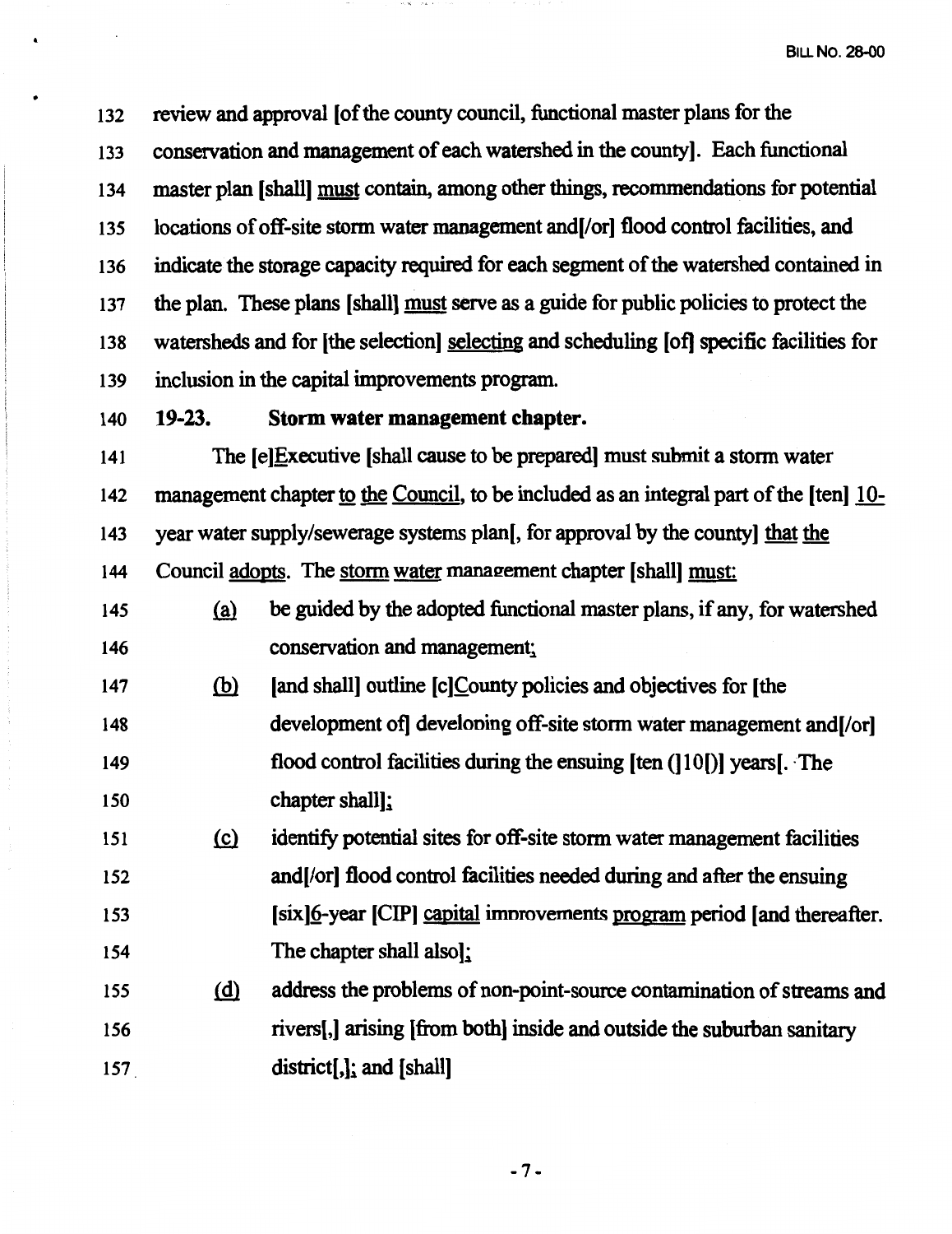132 review and approval [of the county council, functional master plans for the

133 conservation and management of each watershed in the county]. Each functional

134 master plan [shall] must contain, among other things, recommendations for potential

135 locations of off-site storm water management and[/or] flood control facilities, and

136 indicate the storage capacity required for each segment of the watershed contained in

137 the plan. These plans [shall] must serve as a guide for public policies to protect the

138 watersheds and for [the selection] selecting and scheduling [of] specific facilities for

139 inclusion in the capital improvements program.

140 **19-23. Storm water management chapter.**

141 The [e]Executive [shall cause to be prepared] must submit a storm water

142 management chapter to the Council, to be included as an integral part of the [ten] 10-

143 year water supply/sewerage systems plan[, for approval by the county] that the

144 Council adopts. The storm water management chapter [shall] must:

145 (a) be guided by the adopted functional master plans, if any, for watershed

146 conservation and management;

147 (b) [and shall] outline [c]County policies and objectives for [the

148 development of] developing off-site storm water management and[/or]

149 flood control facilities during the ensuing [ten (]10[)] years[. The

150 chapter shall];

151 (c) identify potential sites for off-site storm water management facilities

152 and[/or] flood control facilities needed during and after the ensuing

153 [six]6-year [CIP] capital improvements program period [and thereafter.

154 The chapter shall also];

155 (d) address the problems of non-point-source contamination of streams and

156 rivers[,] arising [from both] inside and outside the suburban sanitary

157 district[,]; and [shall]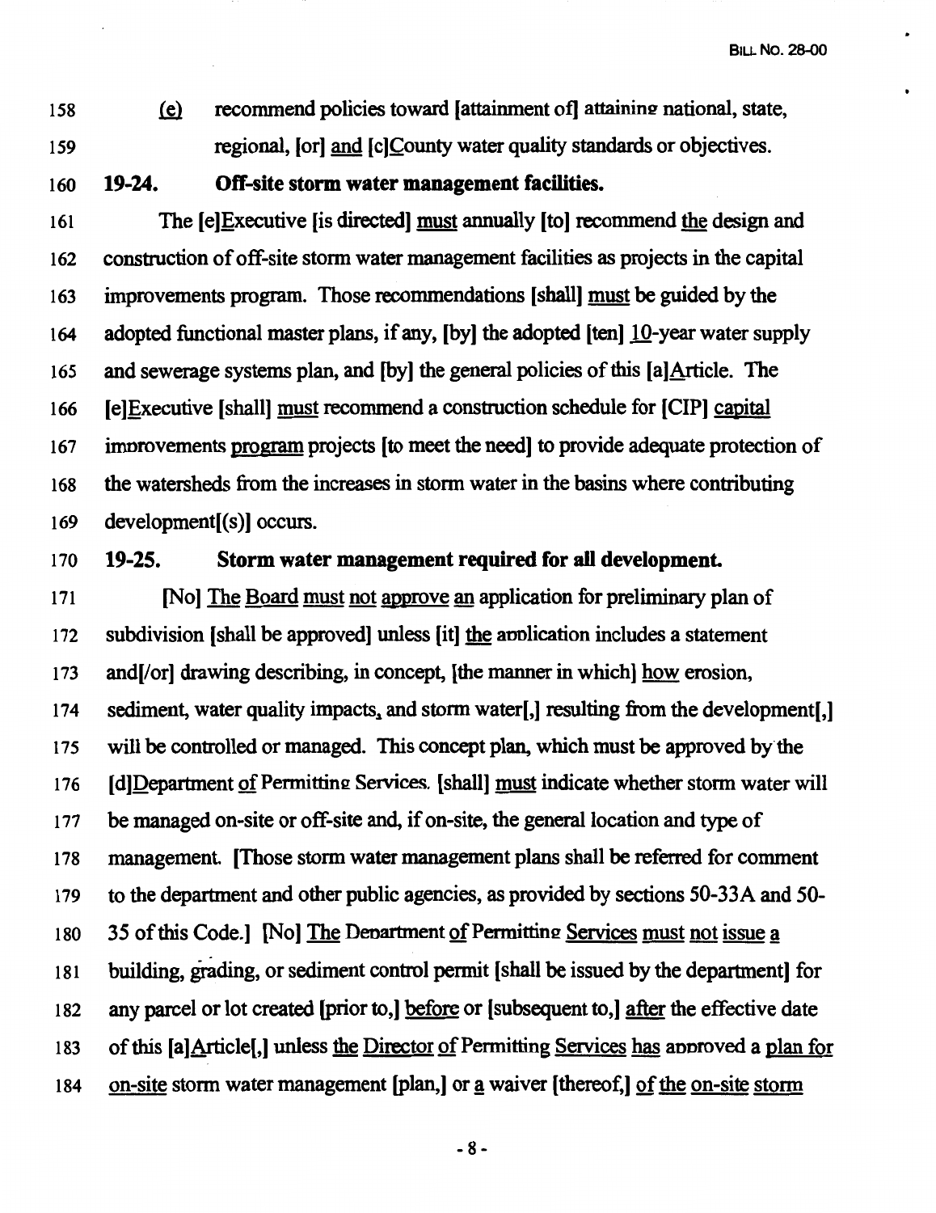158 (e) recommend policies toward [attainment of] attaining national, state,
159 regional, [or] and [c]County water quality standards or objectives.

160 **19-24. Off-site storm water management facilities.**

161 The [e]Executive [is directed] must annually [to] recommend the design and
162 construction of off-site storm water management facilities as projects in the capital
163 improvements program. Those recommendations [shall] must be guided by the
164 adopted functional master plans, if any, [by] the adopted [ten] 10-year water supply
165 and sewerage systems plan, and [by] the general policies of this [a]Article. The
166 [e]Executive [shall] must recommend a construction schedule for [CIP] capital
167 improvements program projects [to meet the need] to provide adequate protection of
168 the watersheds from the increases in storm water in the basins where contributing
169 development[(s)] occurs.

170 **19-25. Storm water management required for all development.**

171 [No] The Board must not approve an application for preliminary plan of
172 subdivision [shall be approved] unless [it] the application includes a statement
173 and[/or] drawing describing, in concept, [the manner in which] how erosion,
174 sediment, water quality impacts, and storm water[,] resulting from the development[,]
175 will be controlled or managed. This concept plan, which must be approved by the
176 [d]Department of Permitting Services. [shall] must indicate whether storm water will
177 be managed on-site or off-site and, if on-site, the general location and type of
178 management. [Those storm water management plans shall be referred for comment
179 to the department and other public agencies, as provided by sections 50-33A and 50-
180 35 of this Code.] [No] The Department of Permitting Services must not issue a
181 building, grading, or sediment control permit [shall be issued by the department] for
182 any parcel or lot created [prior to,] before or [subsequent to,] after the effective date
183 of this [a]Article[,] unless the Director of Permitting Services has approved a plan for
184 on-site storm water management [plan,] or a waiver [thereof,] of the on-site storm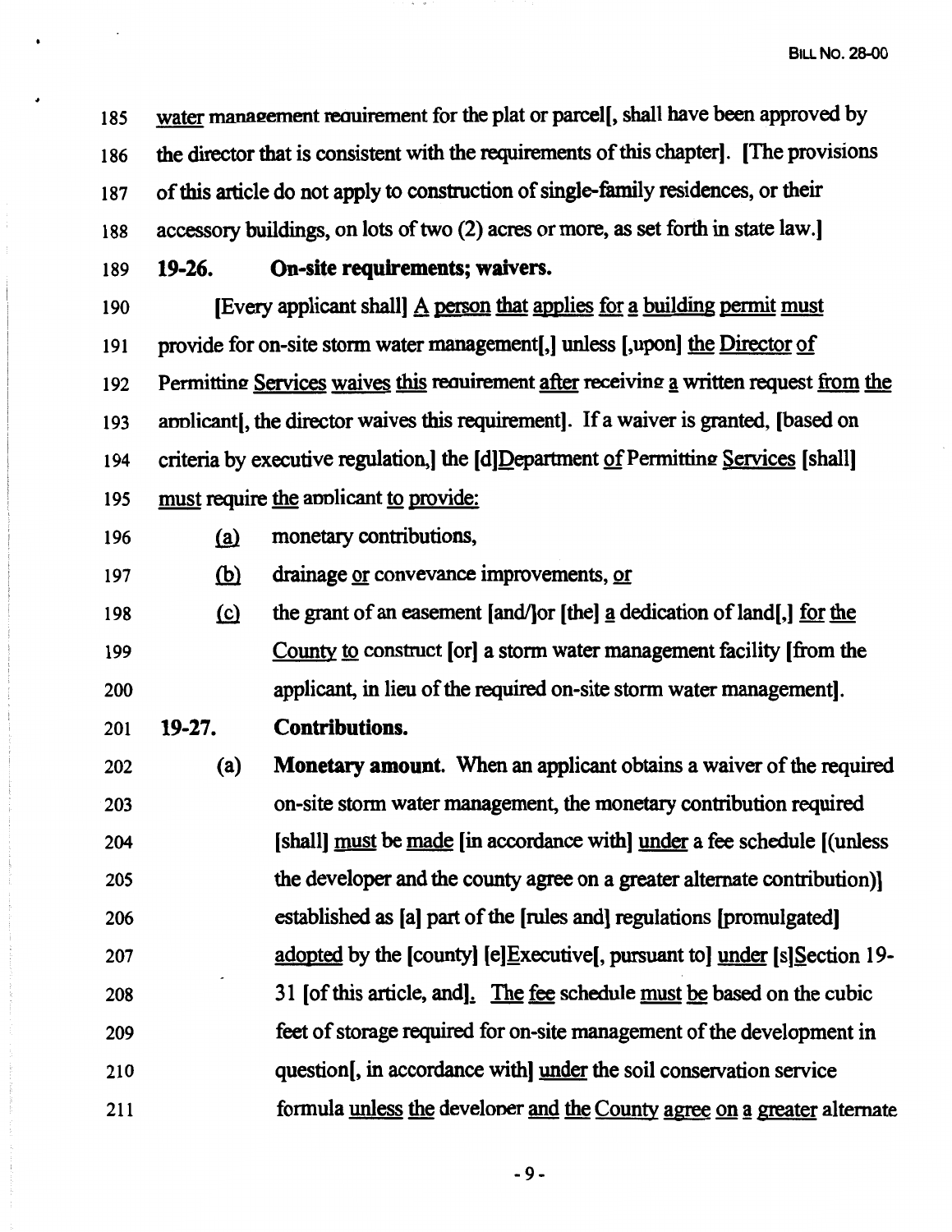185 water management requirement for the plat or parcel[, shall have been approved by
186 the director that is consistent with the requirements of this chapter]. [The provisions
187 of this article do not apply to construction of single-family residences, or their
188 accessory buildings, on lots of two (2) acres or more, as set forth in state law.]

189 **19-26. On-site requirements; waivers.**

190 [Every applicant shall] A person that applies for a building permit must
191 provide for on-site storm water management[,] unless [,upon] the Director of
192 Permitting Services waives this requirement after receiving a written request from the
193 applicant[, the director waives this requirement]. If a waiver is granted, [based on
194 criteria by executive regulation,] the [d]Department of Permitting Services [shall]
195 must require the applicant to provide:

196 (a) monetary contributions,

197 (b) drainage or conveyance improvements, or

198 (c) the grant of an easement [and/]or [the] a dedication of land[,] for the
199 County to construct [or] a storm water management facility [from the
200 applicant, in lieu of the required on-site storm water management].

201 **19-27. Contributions.**

202 (a) **Monetary amount.** When an applicant obtains a waiver of the required
203 on-site storm water management, the monetary contribution required
204 [shall] must be made [in accordance with] under a fee schedule [(unless
205 the developer and the county agree on a greater alternate contribution)]
206 established as [a] part of the [rules and] regulations [promulgated]
207 adopted by the [county] [e]Executive[, pursuant to] under [s]Section 19-
208 31 [of this article, and]. The fee schedule must be based on the cubic
209 feet of storage required for on-site management of the development in
210 question[, in accordance with] under the soil conservation service
211 formula unless the developer and the County agree on a greater alternate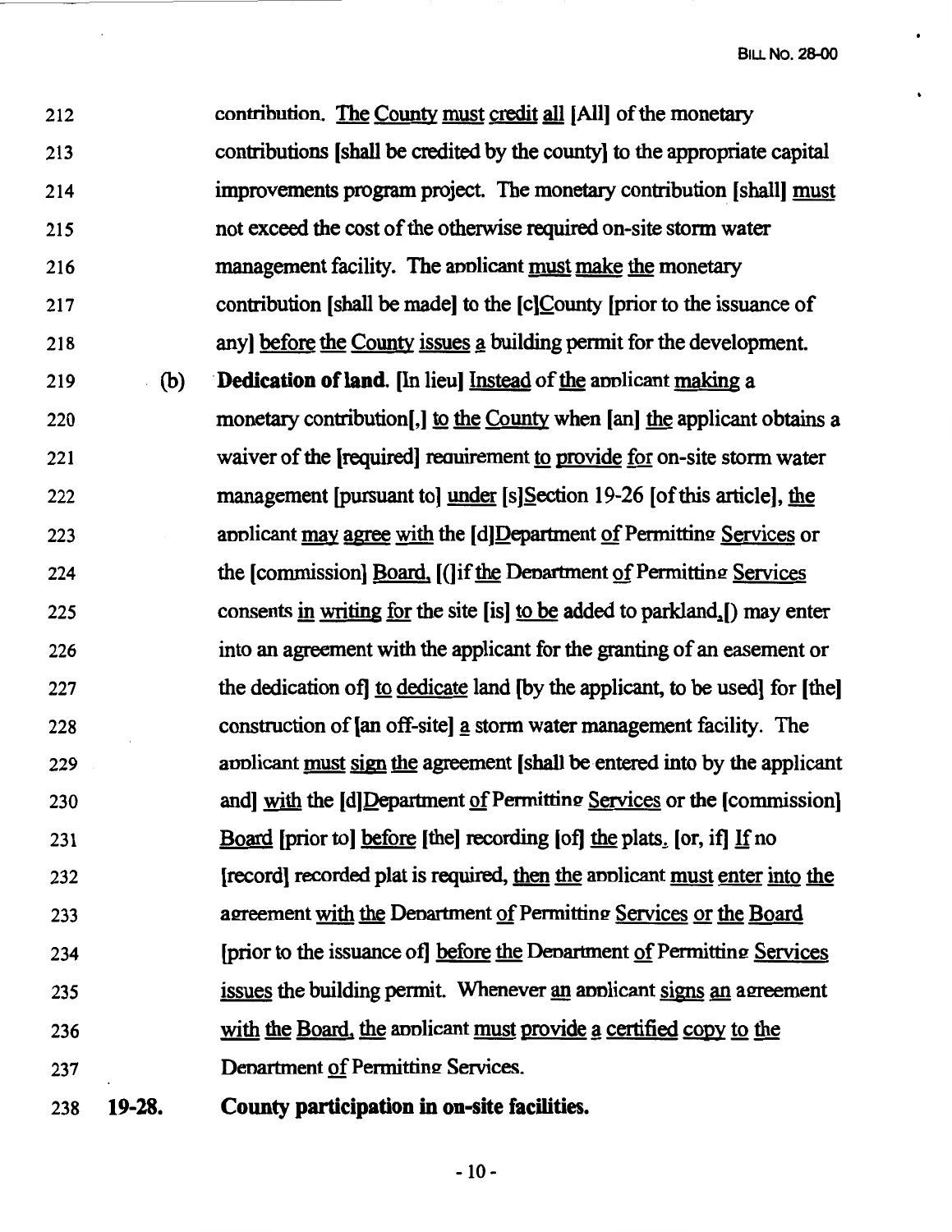212 contribution. The County must credit all [All] of the monetary

213 contributions [shall be credited by the county] to the appropriate capital

214 improvements program project. The monetary contribution [shall] must

215 not exceed the cost of the otherwise required on-site storm water

216 management facility. The applicant must make the monetary

217 contribution [shall be made] to the [c]County [prior to the issuance of

218 any] before the County issues a building permit for the development.

219 (b) **Dedication of land.** [In lieu] Instead of the applicant making a

220 monetary contribution[,] to the County when [an] the applicant obtains a

221 waiver of the [required] requirement to provide for on-site storm water

222 management [pursuant to] under [s]Section 19-26 [of this article], the

223 applicant may agree with the [d]Department of Permitting Services or

224 the [commission] Board, [(]if the Department of Permitting Services

225 consents in writing for the site [is] to be added to parkland,[) may enter

226 into an agreement with the applicant for the granting of an easement or

227 the dedication of] to dedicate land [by the applicant, to be used] for [the]

228 construction of [an off-site] a storm water management facility. The

229 applicant must sign the agreement [shall be entered into by the applicant

230 and] with the [d]Department of Permitting Services or the [commission]

231 Board [prior to] before [the] recording [of] the plats. [or, if] If no

232 [record] recorded plat is required, then the applicant must enter into the

233 agreement with the Department of Permitting Services or the Board

234 [prior to the issuance of] before the Department of Permitting Services

235 issues the building permit. Whenever an applicant signs an agreement

236 with the Board, the applicant must provide a certified copy to the

237 Department of Permitting Services.

238 **19-28. County participation in on-site facilities.**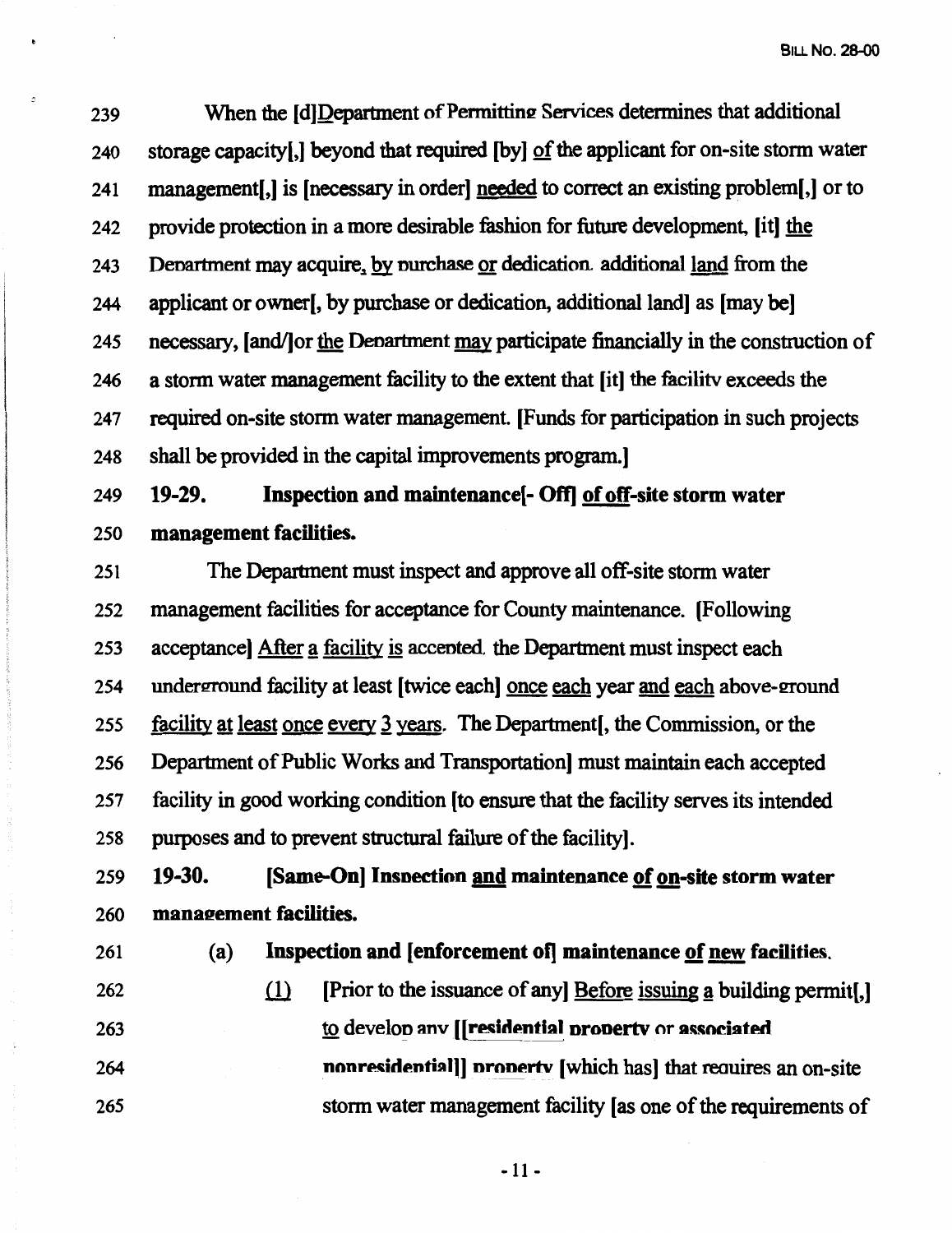239 When the [d]Department of Permitting Services determines that additional
240 storage capacity[,] beyond that required [by] of the applicant for on-site storm water
241 management[,] is [necessary in order] needed to correct an existing problem[,] or to
242 provide protection in a more desirable fashion for future development, [it] the
243 Department may acquire, by purchase or dedication, additional land from the
244 applicant or owner[, by purchase or dedication, additional land] as [may be]
245 necessary, [and/]or the Department may participate financially in the construction of
246 a storm water management facility to the extent that [it] the facility exceeds the
247 required on-site storm water management. [Funds for participation in such projects
248 shall be provided in the capital improvements program.]

249 **19-29. Inspection and maintenance[- Off] of off-site storm water**
250 **management facilities.**

251 The Department must inspect and approve all off-site storm water
252 management facilities for acceptance for County maintenance. [Following
253 acceptance] After a facility is accepted, the Department must inspect each
254 underground facility at least [twice each] once each year and each above-ground
255 facility at least once every 3 years. The Department[, the Commission, or the
256 Department of Public Works and Transportation] must maintain each accepted
257 facility in good working condition [to ensure that the facility serves its intended
258 purposes and to prevent structural failure of the facility].

259 **19-30. [Same-On] Inspection and maintenance of on-site storm water**
260 **management facilities.**

261 (a) **Inspection and [enforcement of] maintenance of new facilities.**

262 (1) [Prior to the issuance of any] Before issuing a building permit[,]
263 to develop any **[[residential property or associated**
264 **nonresidential]] property** [which has] that requires an on-site
265 storm water management facility [as one of the requirements of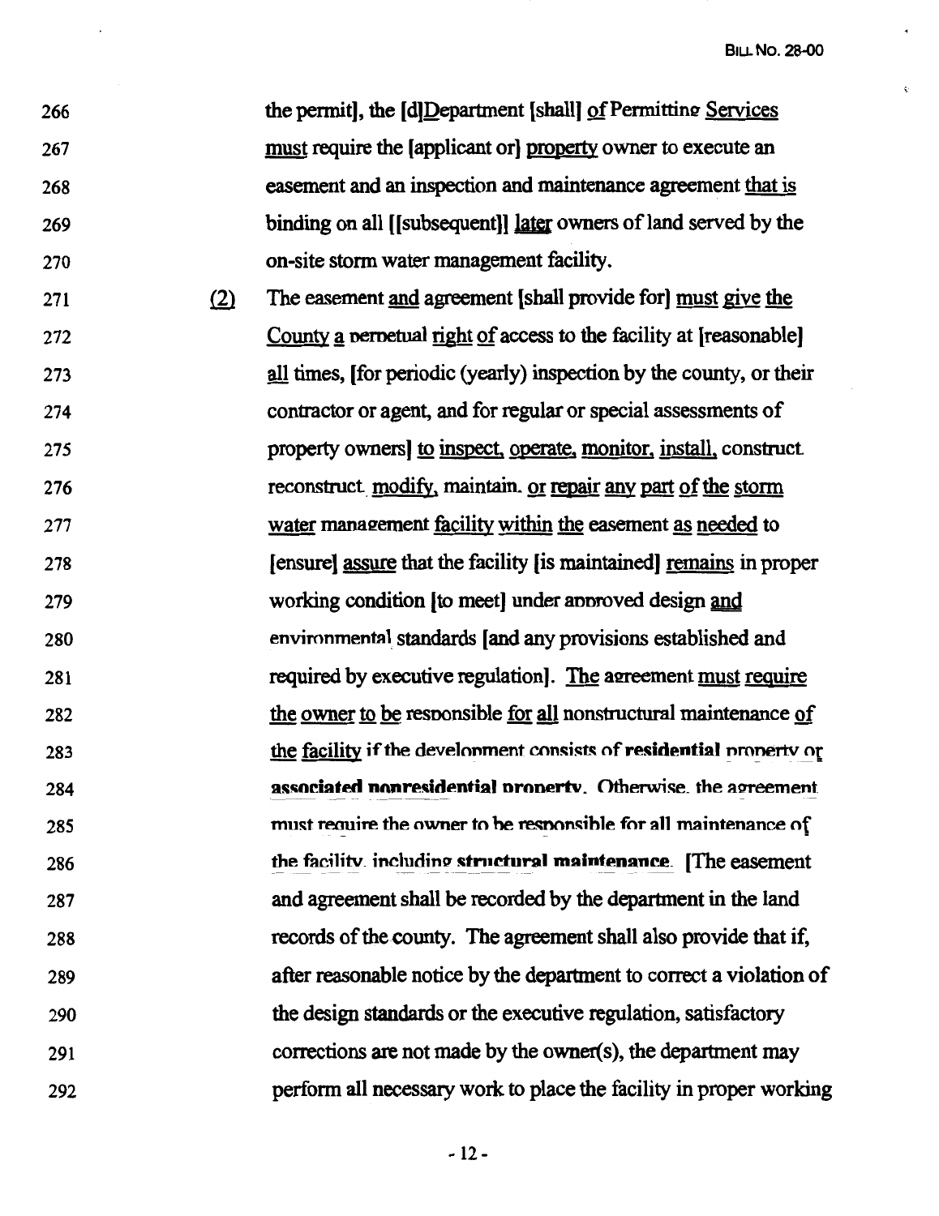266 the permit], the [d]Department [shall] of Permitting Services
267 must require the [applicant or] property owner to execute an
268 easement and an inspection and maintenance agreement that is
269 binding on all [[subsequent]] later owners of land served by the
270 on-site storm water management facility.

271 (2) The easement and agreement [shall provide for] must give the
272 County a perpetual right of access to the facility at [reasonable]
273 all times, [for periodic (yearly) inspection by the county, or their
274 contractor or agent, and for regular or special assessments of
275 property owners] to inspect, operate, monitor, install, construct
276 reconstruct, modify, maintain, or repair any part of the storm
277 water management facility within the easement as needed to
278 [ensure] assure that the facility [is maintained] remains in proper
279 working condition [to meet] under approved design and
280 environmental standards [and any provisions established and
281 required by executive regulation]. The agreement must require
282 the owner to be responsible for all nonstructural maintenance of
283 the facility if the development consists of **residential** property or
284 **associated nonresidential property**. Otherwise, the agreement
285 must require the owner to be responsible for all maintenance of
286 the facility, including **structural maintenance**. [The easement
287 and agreement shall be recorded by the department in the land
288 records of the county. The agreement shall also provide that if,
289 after reasonable notice by the department to correct a violation of
290 the design standards or the executive regulation, satisfactory
291 corrections are not made by the owner(s), the department may
292 perform all necessary work to place the facility in proper working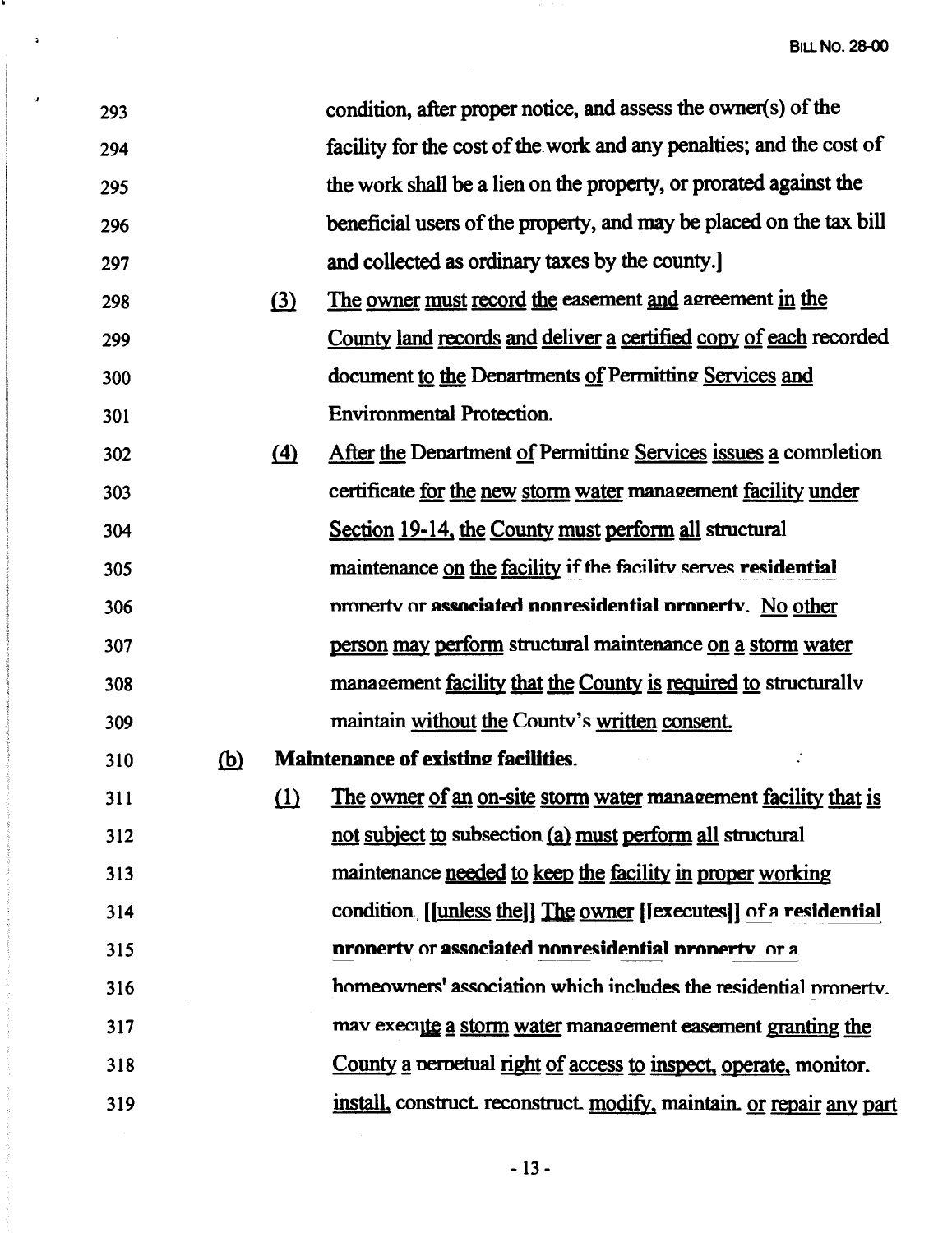condition, after proper notice, and assess the owner(s) of the facility for the cost of the work and any penalties; and the cost of the work shall be a lien on the property, or prorated against the beneficial users of the property, and may be placed on the tax bill and collected as ordinary taxes by the county.]

(3) The owner must record the easement and agreement in the County land records and deliver a certified copy of each recorded document to the Departments of Permitting Services and Environmental Protection.

(4) After the Department of Permitting Services issues a completion certificate for the new storm water management facility under Section 19-14, the County must perform all structural maintenance on the facility if the facility serves **residential property** or **associated nonresidential property**. No other person may perform structural maintenance on a storm water management facility that the County is required to structurally maintain without the County's written consent.

(b) **Maintenance of existing facilities.**

(1) The owner of an on-site storm water management facility that is not subject to subsection (a) must perform all structural maintenance needed to keep the facility in proper working condition. [[unless the]] The owner [[executes]] of a **residential property** or **associated nonresidential property**, or a homeowners' association which includes the residential property, may execute a storm water management easement granting the County a perpetual right of access to inspect, operate, monitor, install, construct, reconstruct, modify, maintain, or repair any part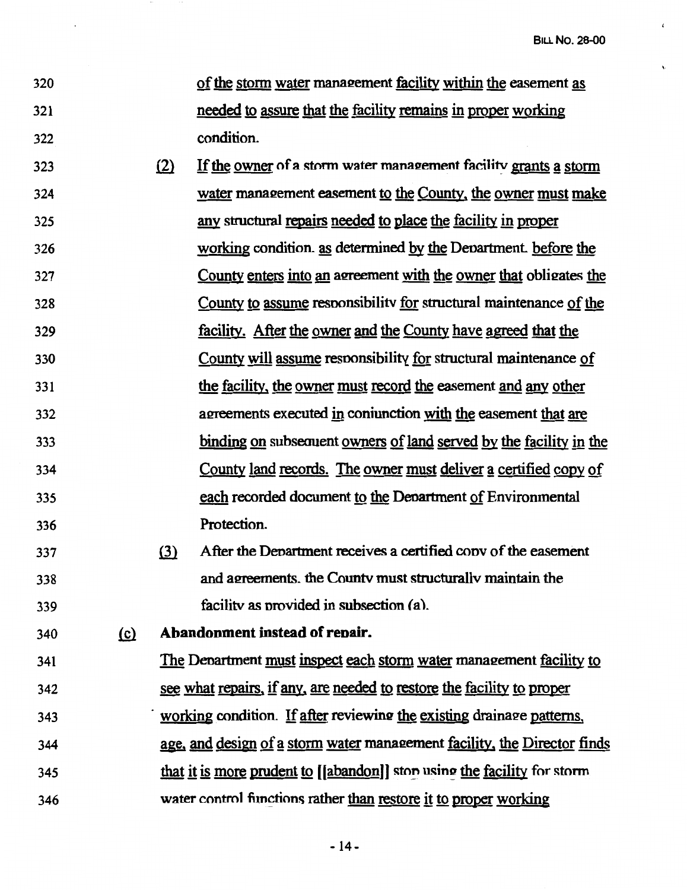of the storm water management facility within the easement as needed to assure that the facility remains in proper working condition.

(2) If the owner of a storm water management facility grants a storm water management easement to the County, the owner must make any structural repairs needed to place the facility in proper working condition, as determined by the Department, before the County enters into an agreement with the owner that obligates the County to assume responsibility for structural maintenance of the facility. After the owner and the County have agreed that the County will assume responsibility for structural maintenance of the facility, the owner must record the easement and any other agreements executed in conjunction with the easement that are binding on subsequent owners of land served by the facility in the County land records. The owner must deliver a certified copy of each recorded document to the Department of Environmental Protection.

(3) After the Department receives a certified copy of the easement and agreements, the County must structurally maintain the facility as provided in subsection (a).

(c) **Abandonment instead of repair.**

The Department must inspect each storm water management facility to see what repairs, if any, are needed to restore the facility to proper working condition. If after reviewing the existing drainage patterns, age, and design of a storm water management facility, the Director finds that it is more prudent to [[abandon]] stop using the facility for storm water control functions rather than restore it to proper working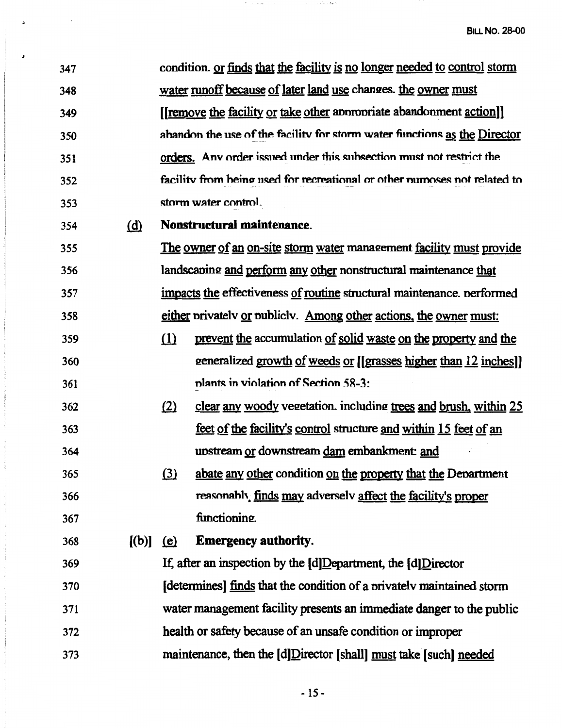347 condition, or finds that the facility is no longer needed to control storm

348 water runoff because of later land use changes, the owner must

349 [[remove the facility or take other appropriate abandonment action]]

350 abandon the use of the facility for storm water functions as the Director

351 orders. Any order issued under this subsection must not restrict the

352 facility from being used for recreational or other purposes not related to

353 storm water control.

354 (d) **Nonstructural maintenance.**

355 The owner of an on-site storm water management facility must provide

356 landscaping and perform any other nonstructural maintenance that

357 impacts the effectiveness of routine structural maintenance, performed

358 either privately or publicly. Among other actions, the owner must:

359 (1) prevent the accumulation of solid waste on the property and the

360 generalized growth of weeds or [[grasses higher than 12 inches]]

361 plants in violation of Section 58-3;

362 (2) clear any woody vegetation, including trees and brush, within 25

363 feet of the facility's control structure and within 15 feet of an

364 upstream or downstream dam embankment; and

365 (3) abate any other condition on the property that the Department

366 reasonably finds may adversely affect the facility's proper

367 functioning.

368 [(b)] (e) **Emergency authority.**

369 If, after an inspection by the [d]Department, the [d]Director

370 [determines] finds that the condition of a privately maintained storm

371 water management facility presents an immediate danger to the public

372 health or safety because of an unsafe condition or improper

373 maintenance, then the [d]Director [shall] must take [such] needed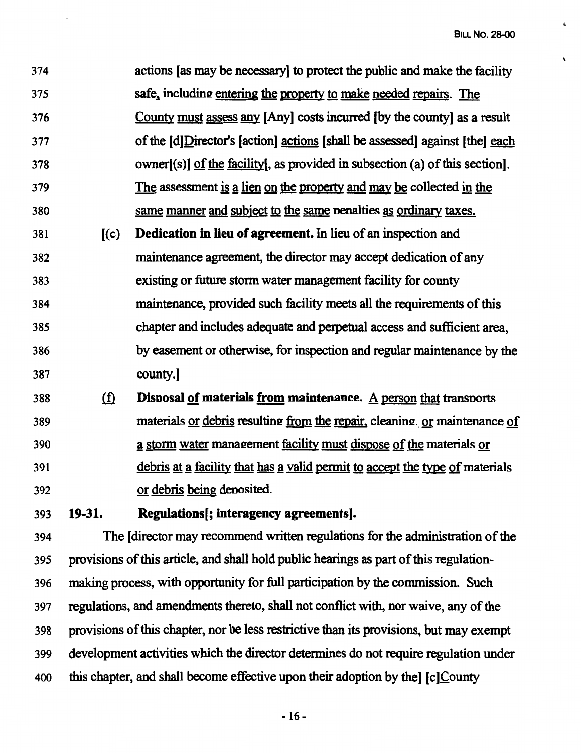374 actions [as may be necessary] to protect the public and make the facility
375 safe, including entering the property to make needed repairs. The
376 County must assess any [Any] costs incurred [by the county] as a result
377 of the [d]Director's [action] actions [shall be assessed] against [the] each
378 owner[(s)] of the facility[, as provided in subsection (a) of this section].
379 The assessment is a lien on the property and may be collected in the
380 same manner and subject to the same penalties as ordinary taxes.

381 [(c) **Dedication in lieu of agreement.** In lieu of an inspection and
382 maintenance agreement, the director may accept dedication of any
383 existing or future storm water management facility for county
384 maintenance, provided such facility meets all the requirements of this
385 chapter and includes adequate and perpetual access and sufficient area,
386 by easement or otherwise, for inspection and regular maintenance by the
387 county.]

388 (f) **Disposal of materials from maintenance.** A person that transports
389 materials or debris resulting from the repair, cleaning, or maintenance of
390 a storm water management facility must dispose of the materials or
391 debris at a facility that has a valid permit to accept the type of materials
392 or debris being deposited.

393 **19-31. Regulations[; interagency agreements].**

394 The [director may recommend written regulations for the administration of the
395 provisions of this article, and shall hold public hearings as part of this regulation-
396 making process, with opportunity for full participation by the commission. Such
397 regulations, and amendments thereto, shall not conflict with, nor waive, any of the
398 provisions of this chapter, nor be less restrictive than its provisions, but may exempt
399 development activities which the director determines do not require regulation under
400 this chapter, and shall become effective upon their adoption by the] [c]County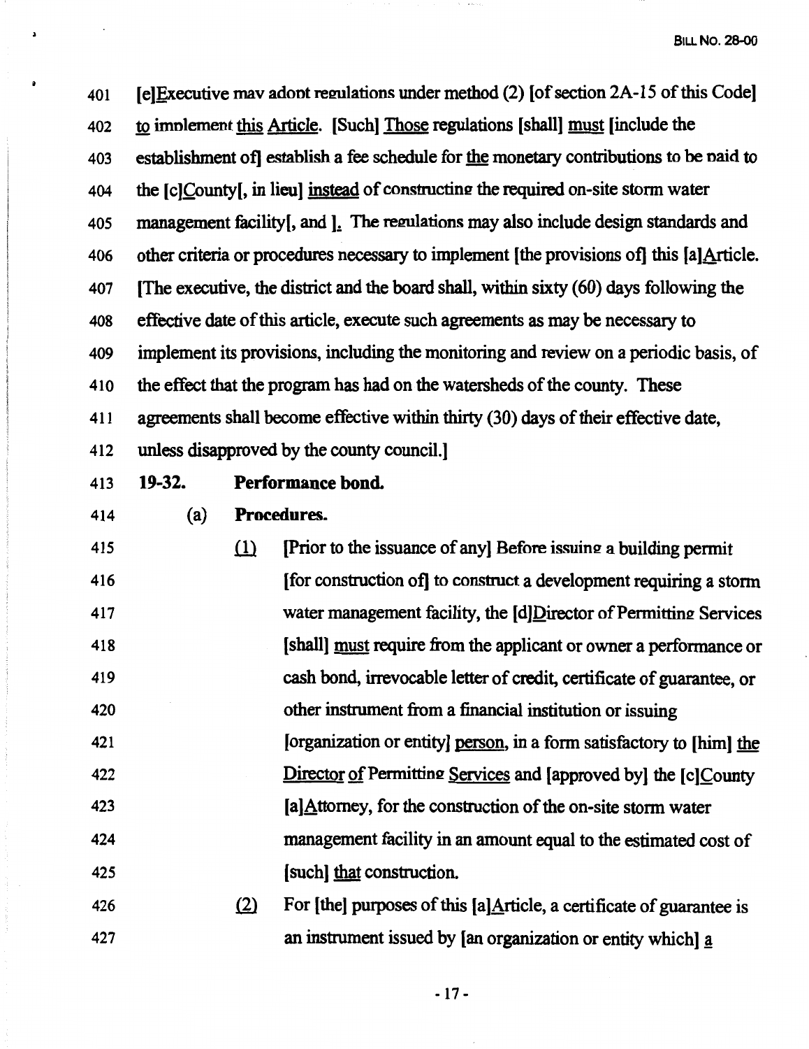401 [e]Executive may adopt regulations under method (2) [of section 2A-15 of this Code]
402 to implement this Article. [Such] Those regulations [shall] must [include the
403 establishment of] establish a fee schedule for the monetary contributions to be paid to
404 the [c]County[, in lieu] instead of constructing the required on-site storm water
405 management facility[, and ]. The regulations may also include design standards and
406 other criteria or procedures necessary to implement [the provisions of] this [a]Article.
407 [The executive, the district and the board shall, within sixty (60) days following the
408 effective date of this article, execute such agreements as may be necessary to
409 implement its provisions, including the monitoring and review on a periodic basis, of
410 the effect that the program has had on the watersheds of the county. These
411 agreements shall become effective within thirty (30) days of their effective date,
412 unless disapproved by the county council.]

413 **19-32. Performance bond.**

414 (a) **Procedures.**

415 (1) [Prior to the issuance of any] Before issuing a building permit
416 [for construction of] to construct a development requiring a storm
417 water management facility, the [d]Director of Permitting Services
418 [shall] must require from the applicant or owner a performance or
419 cash bond, irrevocable letter of credit, certificate of guarantee, or
420 other instrument from a financial institution or issuing
421 [organization or entity] person, in a form satisfactory to [him] the
422 Director of Permitting Services and [approved by] the [c]County
423 [a]Attorney, for the construction of the on-site storm water
424 management facility in an amount equal to the estimated cost of
425 [such] that construction.

426 (2) For [the] purposes of this [a]Article, a certificate of guarantee is
427 an instrument issued by [an organization or entity which] a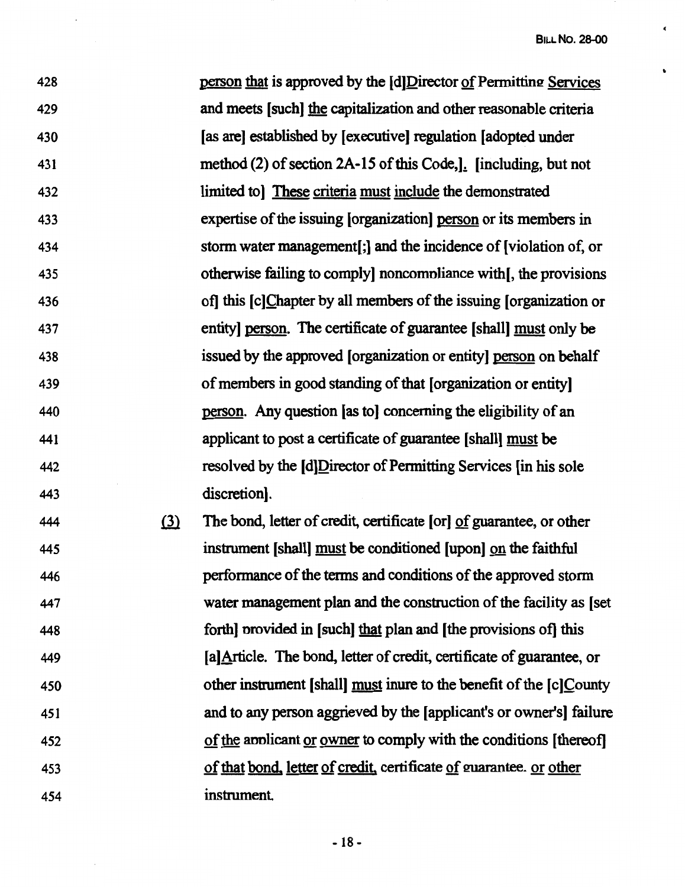428 person that is approved by the [d]Director of Permitting Services
429 and meets [such] the capitalization and other reasonable criteria
430 [as are] established by [executive] regulation [adopted under
431 method (2) of section 2A-15 of this Code,]. [including, but not
432 limited to] These criteria must include the demonstrated
433 expertise of the issuing [organization] person or its members in
434 storm water management[;] and the incidence of [violation of, or
435 otherwise failing to comply] noncompliance with[, the provisions
436 of] this [c]Chapter by all members of the issuing [organization or
437 entity] person. The certificate of guarantee [shall] must only be
438 issued by the approved [organization or entity] person on behalf
439 of members in good standing of that [organization or entity]
440 person. Any question [as to] concerning the eligibility of an
441 applicant to post a certificate of guarantee [shall] must be
442 resolved by the [d]Director of Permitting Services [in his sole
443 discretion].

444 (3) The bond, letter of credit, certificate [or] of guarantee, or other
445 instrument [shall] must be conditioned [upon] on the faithful
446 performance of the terms and conditions of the approved storm
447 water management plan and the construction of the facility as [set
448 forth] provided in [such] that plan and [the provisions of] this
449 [a]Article. The bond, letter of credit, certificate of guarantee, or
450 other instrument [shall] must inure to the benefit of the [c]County
451 and to any person aggrieved by the [applicant's or owner's] failure
452 of the applicant or owner to comply with the conditions [thereof]
453 of that bond, letter of credit, certificate of guarantee, or other
454 instrument.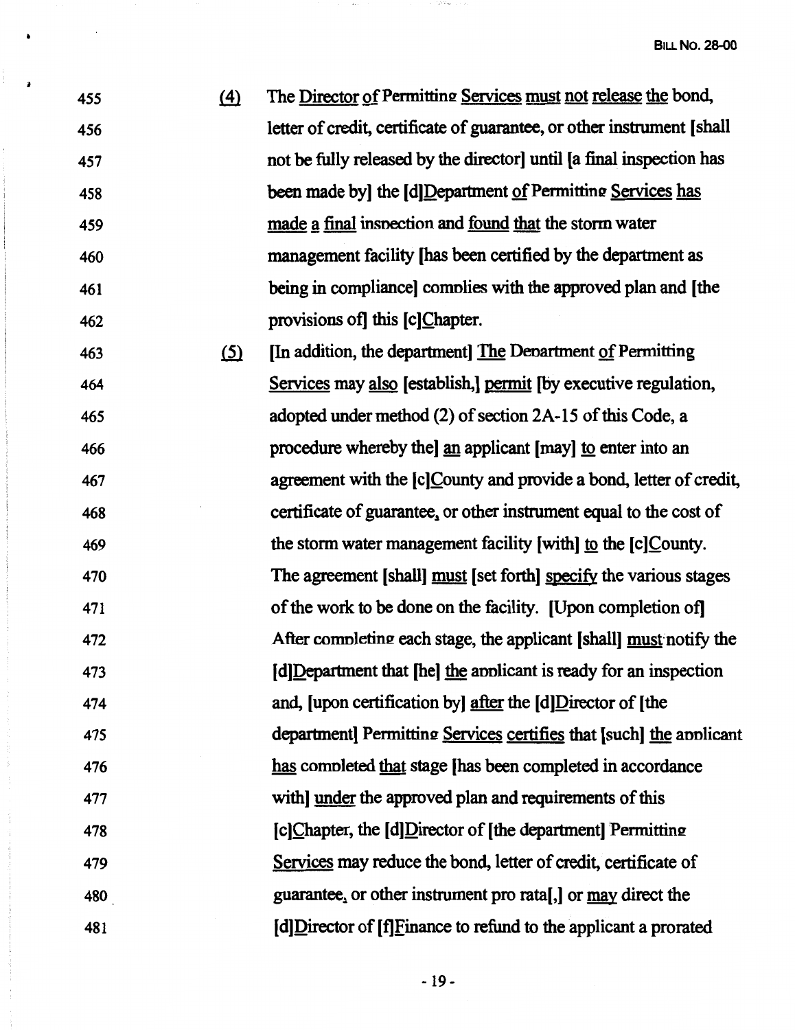455 (4) The Director of Permitting Services must not release the bond,
456 letter of credit, certificate of guarantee, or other instrument [shall
457 not be fully released by the director] until [a final inspection has
458 been made by] the [d]Department of Permitting Services has
459 made a final inspection and found that the storm water
460 management facility [has been certified by the department as
461 being in compliance] complies with the approved plan and [the
462 provisions of] this [c]Chapter.

463 (5) [In addition, the department] The Department of Permitting
464 Services may also [establish,] permit [by executive regulation,
465 adopted under method (2) of section 2A-15 of this Code, a
466 procedure whereby the] an applicant [may] to enter into an
467 agreement with the [c]County and provide a bond, letter of credit,
468 certificate of guarantee, or other instrument equal to the cost of
469 the storm water management facility [with] to the [c]County.
470 The agreement [shall] must [set forth] specify the various stages
471 of the work to be done on the facility. [Upon completion of]
472 After completing each stage, the applicant [shall] must notify the
473 [d]Department that [he] the applicant is ready for an inspection
474 and, [upon certification by] after the [d]Director of [the
475 department] Permitting Services certifies that [such] the applicant
476 has completed that stage [has been completed in accordance
477 with] under the approved plan and requirements of this
478 [c]Chapter, the [d]Director of [the department] Permitting
479 Services may reduce the bond, letter of credit, certificate of
480 guarantee, or other instrument pro rata[,] or may direct the
481 [d]Director of [f]Finance to refund to the applicant a prorated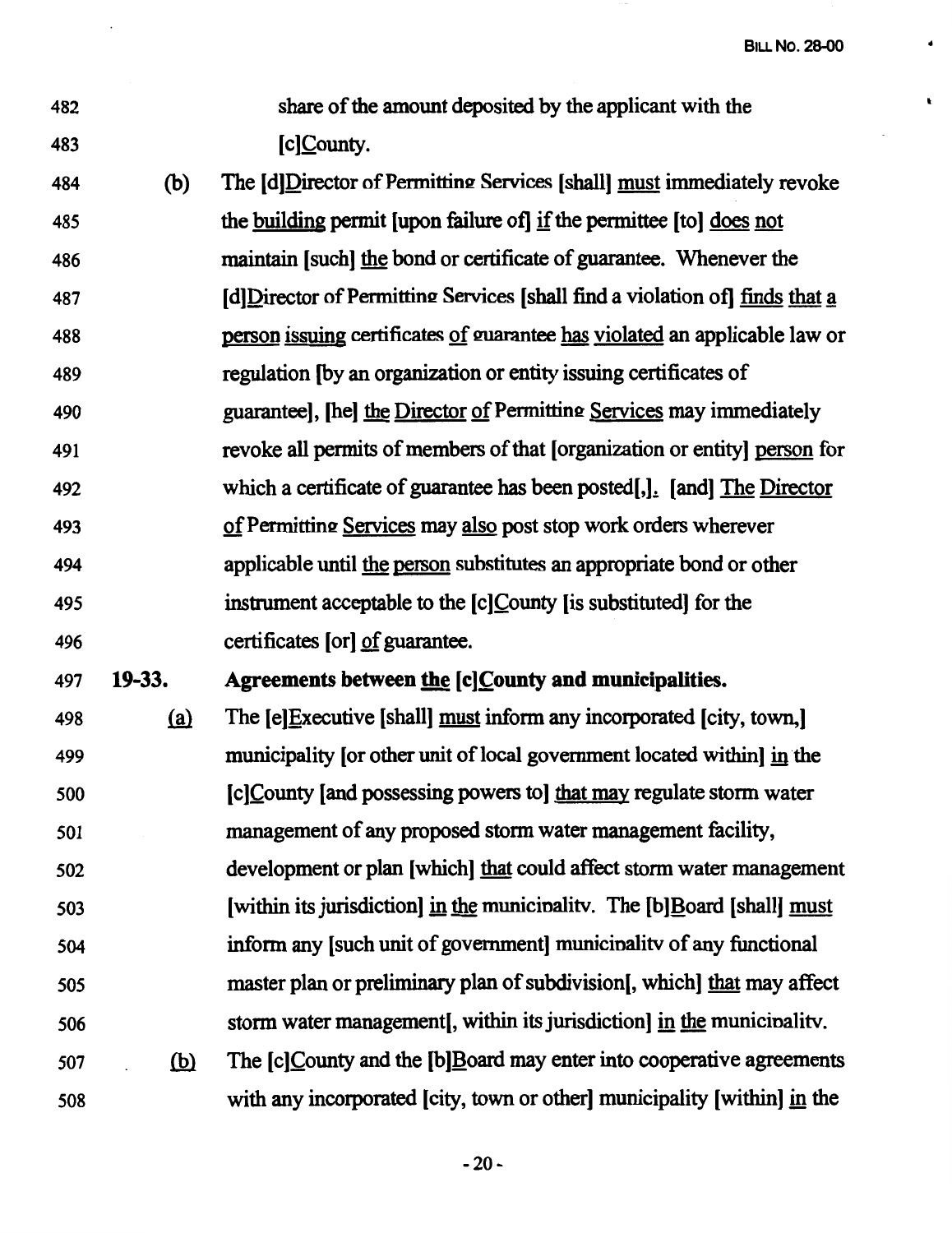share of the amount deposited by the applicant with the [c]County.

(b) The [d]Director of Permitting Services [shall] must immediately revoke the building permit [upon failure of] if the permittee [to] does not maintain [such] the bond or certificate of guarantee. Whenever the [d]Director of Permitting Services [shall find a violation of] finds that a person issuing certificates of guarantee has violated an applicable law or regulation [by an organization or entity issuing certificates of guarantee], [he] the Director of Permitting Services may immediately revoke all permits of members of that [organization or entity] person for which a certificate of guarantee has been posted[,]. [and] The Director of Permitting Services may also post stop work orders wherever applicable until the person substitutes an appropriate bond or other instrument acceptable to the [c]County [is substituted] for the certificates [or] of guarantee.

**19-33. Agreements between the [c]County and municipalities.**

(a) The [e]Executive [shall] must inform any incorporated [city, town,] municipality [or other unit of local government located within] in the [c]County [and possessing powers to] that may regulate storm water management of any proposed storm water management facility, development or plan [which] that could affect storm water management [within its jurisdiction] in the municipality. The [b]Board [shall] must inform any [such unit of government] municipality of any functional master plan or preliminary plan of subdivision[, which] that may affect storm water management[, within its jurisdiction] in the municipality.

(b) The [c]County and the [b]Board may enter into cooperative agreements with any incorporated [city, town or other] municipality [within] in the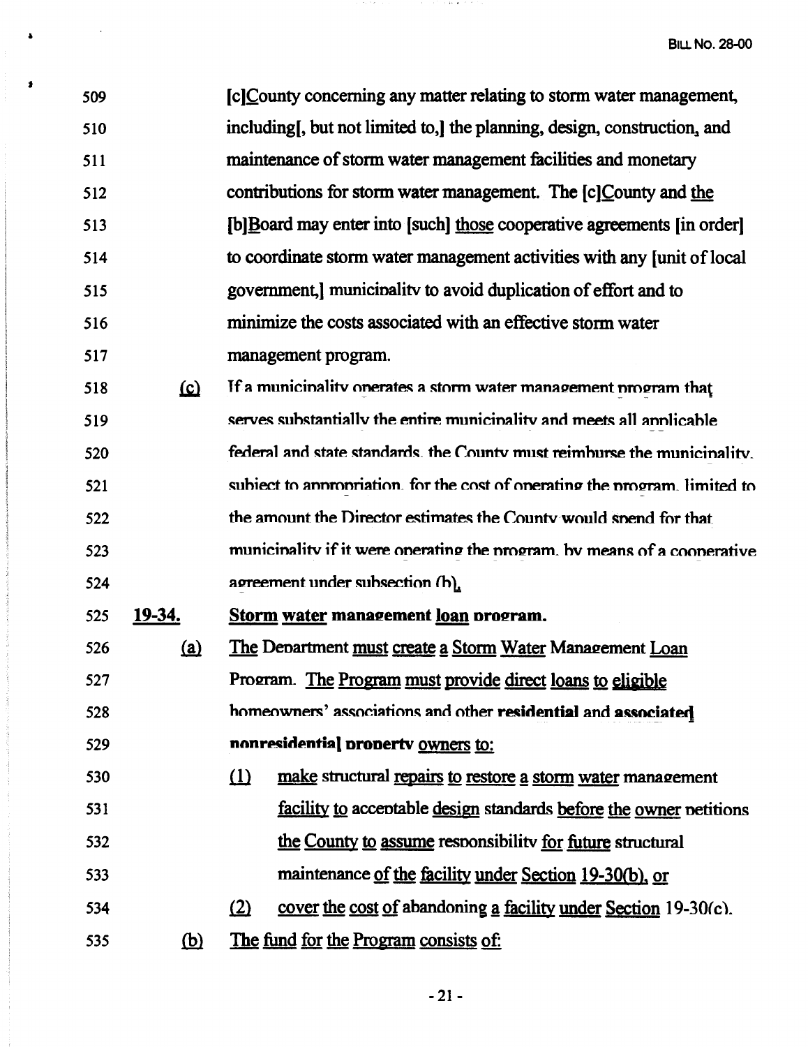509 [c]County concerning any matter relating to storm water management,
510 including[, but not limited to,] the planning, design, construction, and
511 maintenance of storm water management facilities and monetary
512 contributions for storm water management. The [c]County and the
513 [b]Board may enter into [such] those cooperative agreements [in order]
514 to coordinate storm water management activities with any [unit of local
515 government,] municipality to avoid duplication of effort and to
516 minimize the costs associated with an effective storm water
517 management program.

518 (c) If a municipality operates a storm water management program that
519 serves substantially the entire municipality and meets all applicable
520 federal and state standards, the County must reimburse the municipality,
521 subject to appropriation, for the cost of operating the program, limited to
522 the amount the Director estimates the County would spend for that
523 municipality if it were operating the program, by means of a cooperative
524 agreement under subsection (b).

525 **19-34. Storm water management loan program.**

526 (a) The Department must create a Storm Water Management Loan
527 Program. The Program must provide direct loans to eligible
528 homeowners' associations and other **residential** and **associated]**
529 **nonresidential]** property owners to:

530 (1) make structural repairs to restore a storm water management
531 facility to acceptable design standards before the owner petitions
532 the County to assume responsibility for future structural
533 maintenance of the facility under Section 19-30(b), or

534 (2) cover the cost of abandoning a facility under Section 19-30(c).

535 (b) The fund for the Program consists of: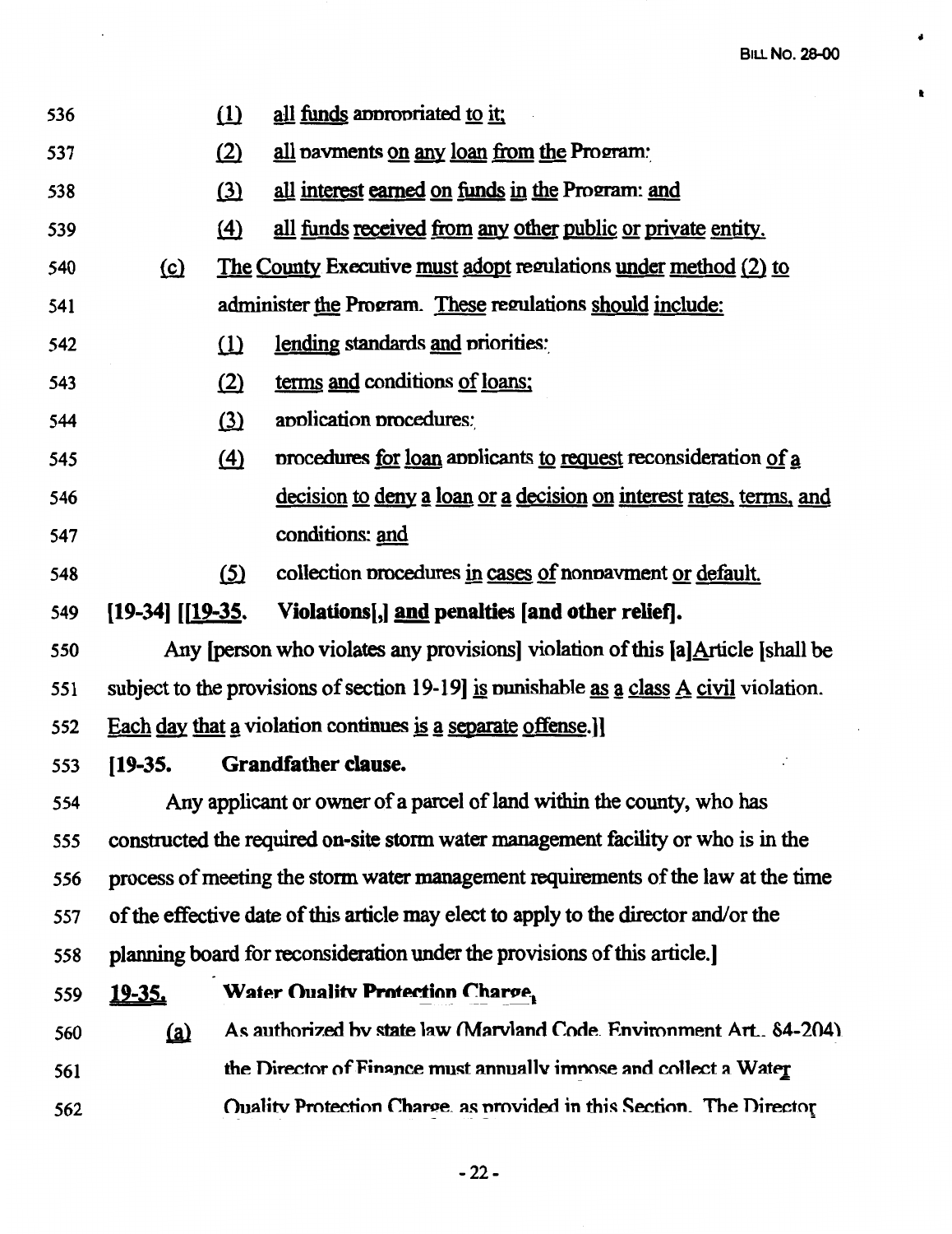536 (1) all funds appropriated to it;

537 (2) all payments on any loan from the Program;

538 (3) all interest earned on funds in the Program; and

539 (4) all funds received from any other public or private entity.

540 (c) The County Executive must adopt regulations under method (2) to

541 administer the Program. These regulations should include:

542 (1) lending standards and priorities;

543 (2) terms and conditions of loans;

544 (3) application procedures;

545 (4) procedures for loan applicants to request reconsideration of a

546 decision to deny a loan or a decision on interest rates, terms, and

547 conditions; and

548 (5) collection procedures in cases of nonpayment or default.

549 **[19-34] [[19-35. Violations[,] and penalties [and other relief].**

550 Any [person who violates any provisions] violation of this [a]Article [shall be

551 subject to the provisions of section 19-19] is punishable as a class A civil violation.

552 Each day that a violation continues is a separate offense.]]

553 **[19-35. Grandfather clause.**

554 Any applicant or owner of a parcel of land within the county, who has

555 constructed the required on-site storm water management facility or who is in the

556 process of meeting the storm water management requirements of the law at the time

557 of the effective date of this article may elect to apply to the director and/or the

558 planning board for reconsideration under the provisions of this article.]

559 **19-35. Water Quality Protection Charge.**

560 (a) As authorized by state law (Maryland Code, Environment Art., §4-204)

561 the Director of Finance must annually impose and collect a Water

562 Quality Protection Charge, as provided in this Section. The Director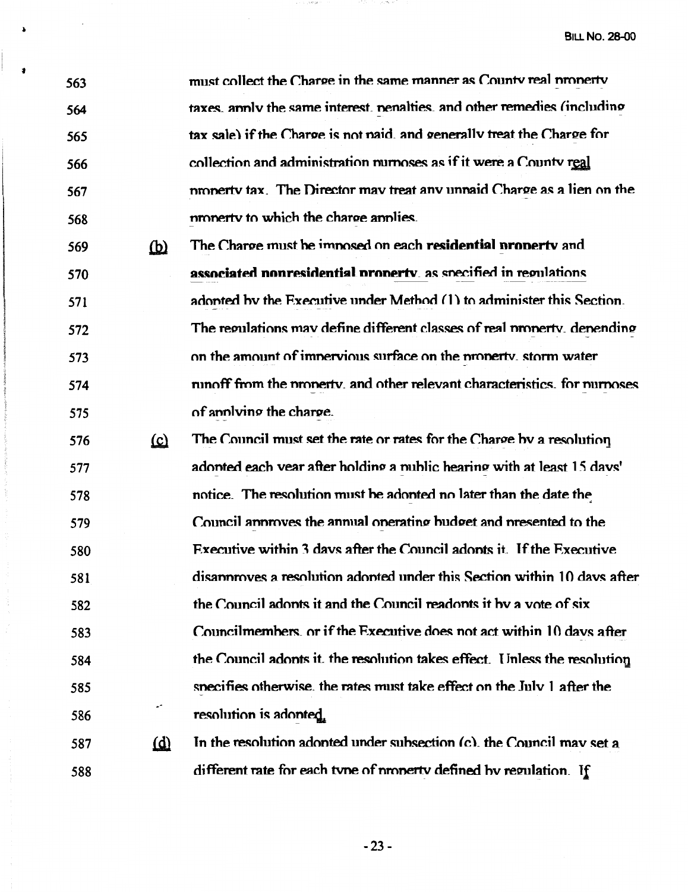must collect the Charge in the same manner as County real property taxes, apply the same interest, penalties, and other remedies (including tax sale) if the Charge is not paid, and generally treat the Charge for collection and administration purposes as if it were a County real property tax. The Director may treat any unpaid Charge as a lien on the property to which the charge applies.

(b) The Charge must be imposed on each **residential property** and **associated nonresidential property**, as specified in regulations adopted by the Executive under Method (1) to administer this Section. The regulations may define different classes of real property, depending on the amount of impervious surface on the property, storm water runoff from the property, and other relevant characteristics, for purposes of applying the charge.

(c) The Council must set the rate or rates for the Charge by a resolution adopted each year after holding a public hearing with at least 15 days' notice. The resolution must be adopted no later than the date the Council approves the annual operating budget and presented to the Executive within 3 days after the Council adopts it. If the Executive disapproves a resolution adopted under this Section within 10 days after the Council adopts it and the Council readopts it by a vote of six Councilmembers, or if the Executive does not act within 10 days after the Council adopts it, the resolution takes effect. Unless the resolution specifies otherwise, the rates must take effect on the July 1 after the resolution is adopted.

(d) In the resolution adopted under subsection (c), the Council may set a different rate for each type of property defined by regulation. If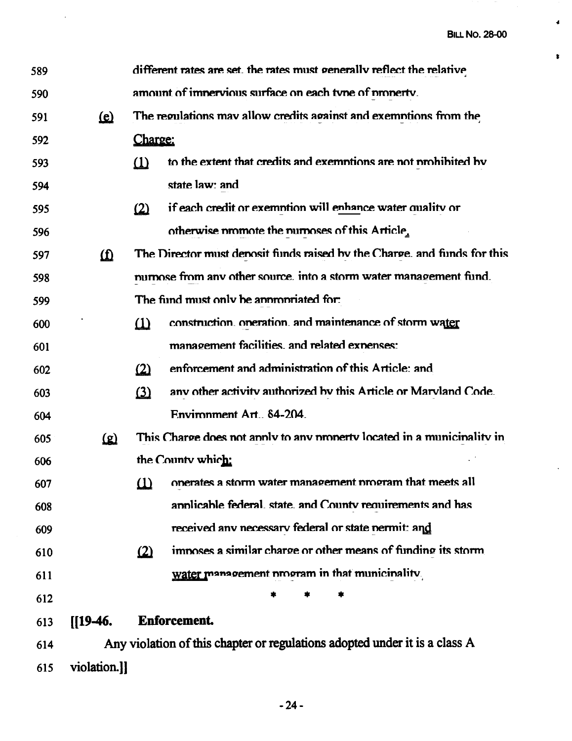589 different rates are set, the rates must generally reflect the relative
590 amount of impervious surface on each type of property.

591 (e) The regulations may allow credits against and exemptions from the
592 Charge:

593 (1) to the extent that credits and exemptions are not prohibited by
594 state law; and

595 (2) if each credit or exemption will enhance water quality or
596 otherwise promote the purposes of this Article.

597 (f) The Director must deposit funds raised by the Charge, and funds for this
598 purpose from any other source, into a storm water management fund.
599 The fund must only be appropriated for:

600 (1) construction, operation, and maintenance of storm water
601 management facilities, and related expenses;

602 (2) enforcement and administration of this Article; and

603 (3) any other activity authorized by this Article or Maryland Code,
604 Environment Art., §4-204.

605 (g) This Charge does not apply to any property located in a municipality in
606 the County which:

607 (1) operates a storm water management program that meets all
608 applicable federal, state, and County requirements and has
609 received any necessary federal or state permit; and

610 (2) imposes a similar charge or other means of funding its storm
611 water management program in that municipality.

612 * * *

613 **[[19-46. Enforcement.**

614 Any violation of this chapter or regulations adopted under it is a class A
615 violation.]]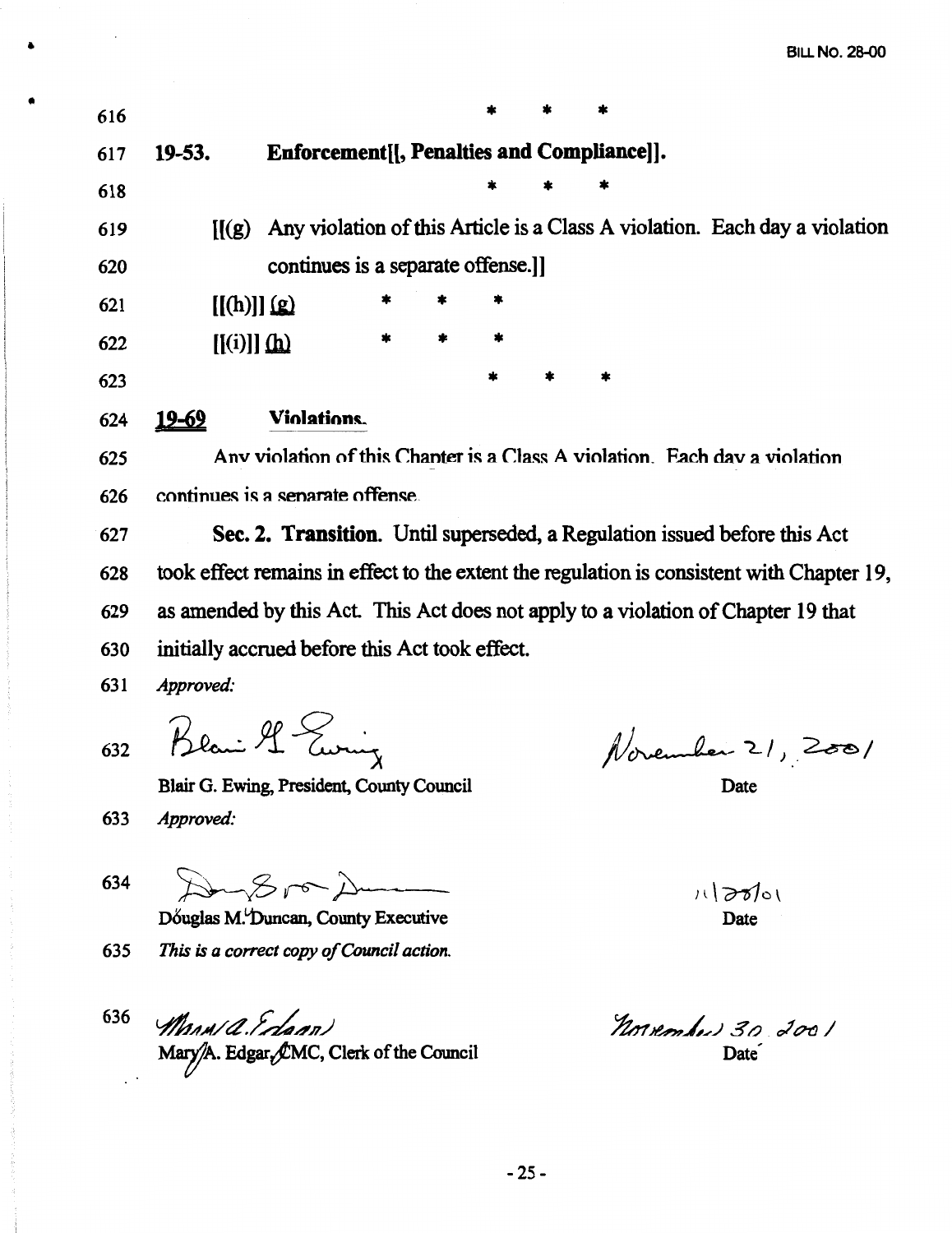616 * * *

617 **19-53. Enforcement[[, Penalties and Compliance]].**

618 * * *

619 [[(g) Any violation of this Article is a Class A violation. Each day a violation

620 continues is a separate offense.]]

621 [[(h)]] <u>(g)</u> * * *

622 [[(i)]] <u>(h)</u> * * *

623 * * *

624 <u>**19-69 Violations.**</u>

625 <u>Any violation of this Chapter is a Class A violation. Each day a violation</u>

626 <u>continues is a separate offense.</u>

627 **Sec. 2. Transition.** Until superseded, a Regulation issued before this Act

628 took effect remains in effect to the extent the regulation is consistent with Chapter 19,

629 as amended by this Act. This Act does not apply to a violation of Chapter 19 that

630 initially accrued before this Act took effect.

631 *Approved:*

632 Blair G. Ewing, President, County Council — November 21, 2001 — Date

633 *Approved:*

634 Douglas M. Duncan, County Executive — 11/28/01 — Date

635 *This is a correct copy of Council action.*

636 Mary A. Edgar, CMC, Clerk of the Council — November 30, 2001 — Date